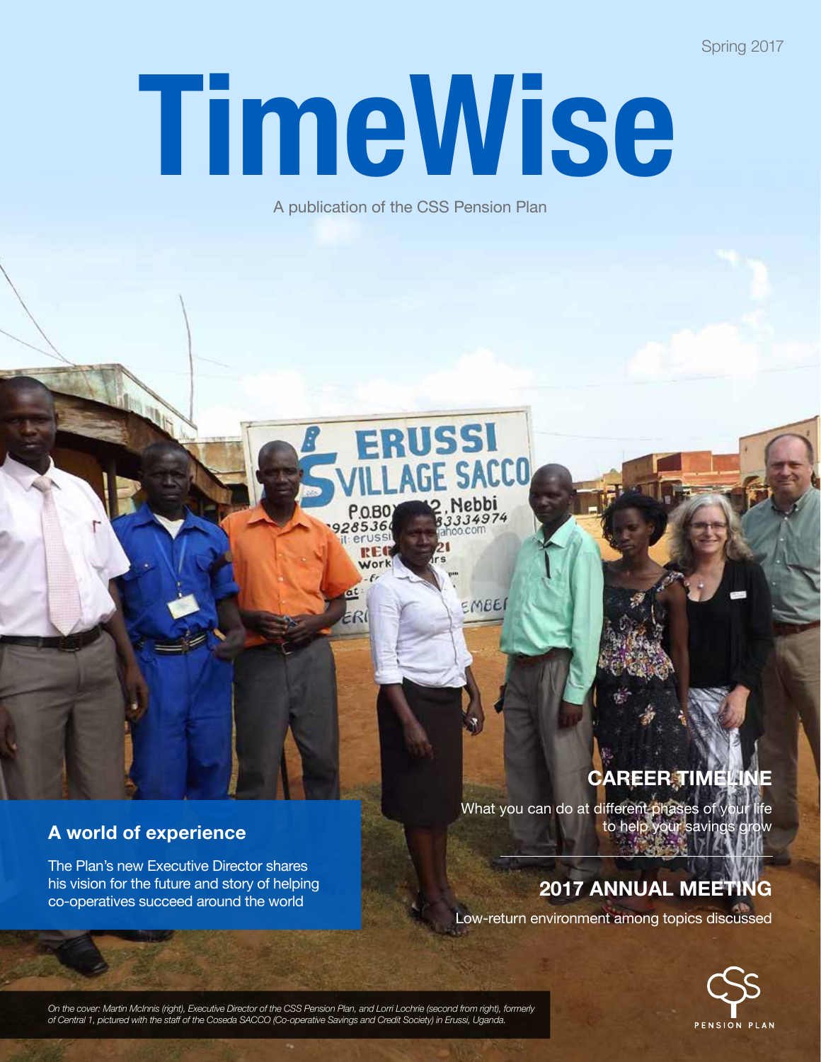Spring 2017

# TimeWise

A publication of the CSS Pension Plan

## A world of experience

The Plan's new Executive Director shares his vision for the future and story of helping co-operatives succeed around the world

## CAREER TIMELINE

What you can do at different phases of your life to help your savings grow

## 2017 ANNUAL MEETING

Low-return environment among topics discussed

*On the cover: Martin McInnis (right), Executive Director of the CSS Pension Plan, and Lorri Lochrie (second from right), formerly of Central 1, pictured with the staff of the Coseda SACCO (Co-operative Savings and Credit Society) in Erussi, Uganda.*

CSS PENSION PLAN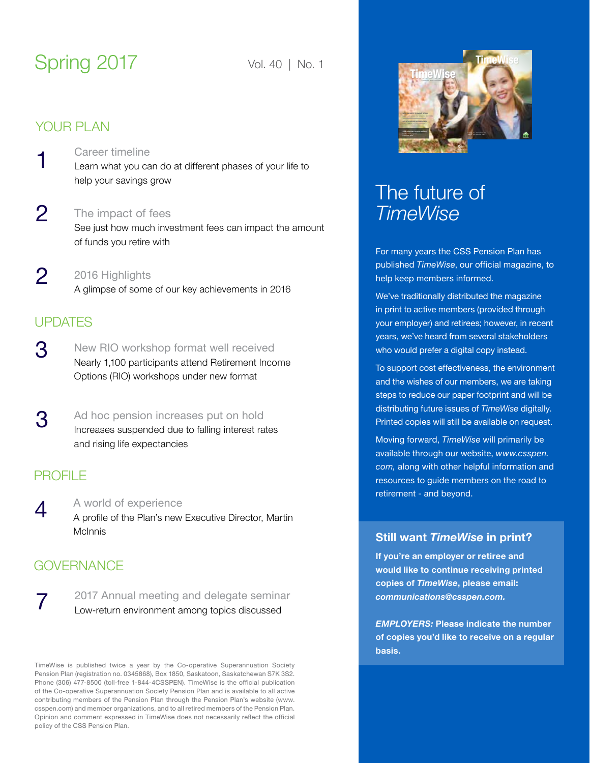# Spring 2017

Vol. 40 | No. 1

## YOUR PLAN

**1** Career timeline
Learn what you can do at different phases of your life to help your savings grow

**2** The impact of fees
See just how much investment fees can impact the amount of funds you retire with

**2** 2016 Highlights
A glimpse of some of our key achievements in 2016

## UPDATES

**3** New RIO workshop format well received
Nearly 1,100 participants attend Retirement Income Options (RIO) workshops under new format

**3** Ad hoc pension increases put on hold
Increases suspended due to falling interest rates and rising life expectancies

## PROFILE

**4** A world of experience
A profile of the Plan's new Executive Director, Martin McInnis

## GOVERNANCE

**7** 2017 Annual meeting and delegate seminar
Low-return environment among topics discussed

TimeWise is published twice a year by the Co-operative Superannuation Society Pension Plan (registration no. 0345868), Box 1850, Saskatoon, Saskatchewan S7K 3S2. Phone (306) 477-8500 (toll-free 1-844-4CSSPEN). TimeWise is the official publication of the Co-operative Superannuation Society Pension Plan and is available to all active contributing members of the Pension Plan through the Pension Plan's website (www.csspen.com) and member organizations, and to all retired members of the Pension Plan. Opinion and comment expressed in TimeWise does not necessarily reflect the official policy of the CSS Pension Plan.

## The future of *TimeWise*

For many years the CSS Pension Plan has published *TimeWise*, our official magazine, to help keep members informed.

We've traditionally distributed the magazine in print to active members (provided through your employer) and retirees; however, in recent years, we've heard from several stakeholders who would prefer a digital copy instead.

To support cost effectiveness, the environment and the wishes of our members, we are taking steps to reduce our paper footprint and will be distributing future issues of *TimeWise* digitally. Printed copies will still be available on request.

Moving forward, *TimeWise* will primarily be available through our website, *www.csspen.com,* along with other helpful information and resources to guide members on the road to retirement - and beyond.

### Still want *TimeWise* in print?

**If you're an employer or retiree and would like to continue receiving printed copies of *TimeWise*, please email: *communications@csspen.com.***

***EMPLOYERS:* Please indicate the number of copies you'd like to receive on a regular basis.**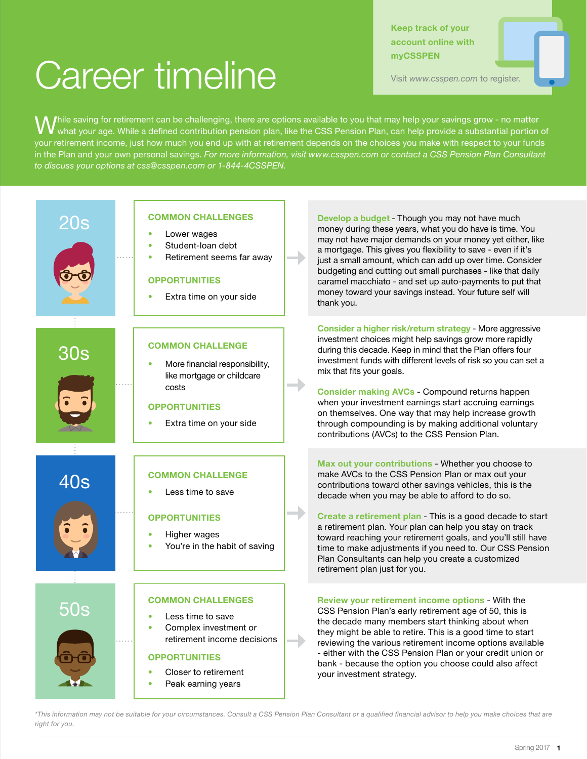# Career timeline

**Keep track of your account online with myCSSPEN**

Visit *www.csspen.com* to register.

While saving for retirement can be challenging, there are options available to you that may help your savings grow - no matter what your age. While a defined contribution pension plan, like the CSS Pension Plan, can help provide a substantial portion of your retirement income, just how much you end up with at retirement depends on the choices you make with respect to your funds in the Plan and your own personal savings. *For more information, visit www.csspen.com or contact a CSS Pension Plan Consultant to discuss your options at css@csspen.com or 1-844-4CSSPEN.*

## 20s

**COMMON CHALLENGES**

- Lower wages
- Student-loan debt
- Retirement seems far away

**OPPORTUNITIES**

- Extra time on your side

**Develop a budget** - Though you may not have much money during these years, what you do have is time. You may not have major demands on your money yet either, like a mortgage. This gives you flexibility to save - even if it's just a small amount, which can add up over time. Consider budgeting and cutting out small purchases - like that daily caramel macchiato - and set up auto-payments to put that money toward your savings instead. Your future self will thank you.

## 30s

**COMMON CHALLENGE**

- More financial responsibility, like mortgage or childcare costs

**OPPORTUNITIES**

- Extra time on your side

**Consider a higher risk/return strategy** - More aggressive investment choices might help savings grow more rapidly during this decade. Keep in mind that the Plan offers four investment funds with different levels of risk so you can set a mix that fits your goals.

**Consider making AVCs** - Compound returns happen when your investment earnings start accruing earnings on themselves. One way that may help increase growth through compounding is by making additional voluntary contributions (AVCs) to the CSS Pension Plan.

## 40s

**COMMON CHALLENGE**

- Less time to save

**OPPORTUNITIES**

- Higher wages
- You're in the habit of saving

**Max out your contributions** - Whether you choose to make AVCs to the CSS Pension Plan or max out your contributions toward other savings vehicles, this is the decade when you may be able to afford to do so.

**Create a retirement plan** - This is a good decade to start a retirement plan. Your plan can help you stay on track toward reaching your retirement goals, and you'll still have time to make adjustments if you need to. Our CSS Pension Plan Consultants can help you create a customized retirement plan just for you.

## 50s

**COMMON CHALLENGES**

- Less time to save
- Complex investment or retirement income decisions

**OPPORTUNITIES**

- Closer to retirement
- Peak earning years

**Review your retirement income options** - With the CSS Pension Plan's early retirement age of 50, this is the decade many members start thinking about when they might be able to retire. This is a good time to start reviewing the various retirement income options available - either with the CSS Pension Plan or your credit union or bank - because the option you choose could also affect your investment strategy.

*\*This information may not be suitable for your circumstances. Consult a CSS Pension Plan Consultant or a qualified financial advisor to help you make choices that are right for you.*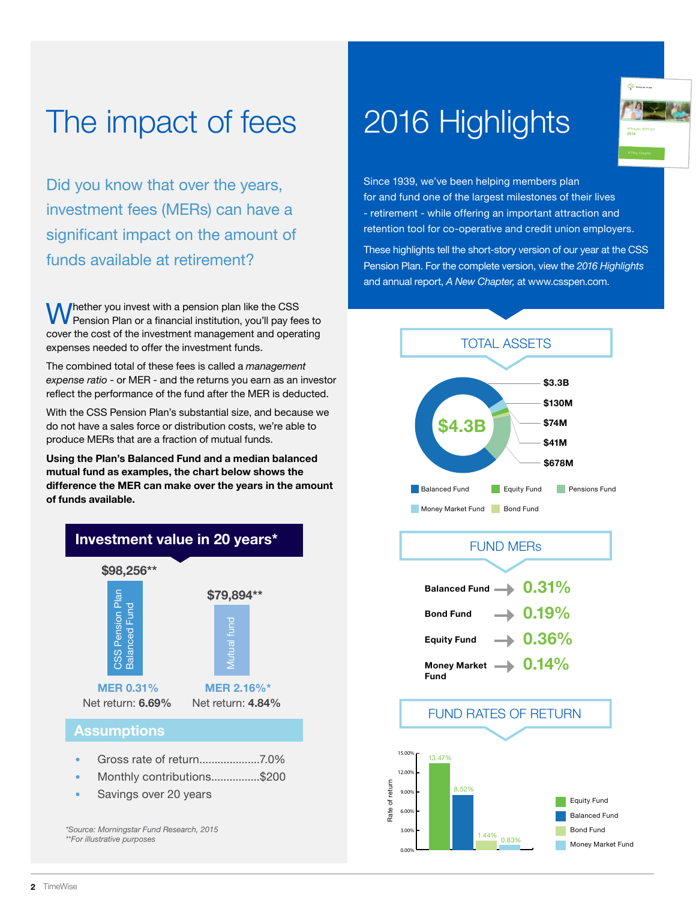# The impact of fees

Did you know that over the years, investment fees (MERs) can have a significant impact on the amount of funds available at retirement?

Whether you invest with a pension plan like the CSS Pension Plan or a financial institution, you'll pay fees to cover the cost of the investment management and operating expenses needed to offer the investment funds.

The combined total of these fees is called a *management expense ratio* - or MER - and the returns you earn as an investor reflect the performance of the fund after the MER is deducted.

With the CSS Pension Plan's substantial size, and because we do not have a sales force or distribution costs, we're able to produce MERs that are a fraction of mutual funds.

**Using the Plan's Balanced Fund and a median balanced mutual fund as examples, the chart below shows the difference the MER can make over the years in the amount of funds available.**

## Investment value in 20 years*

| | CSS Pension Plan Balanced Fund | Mutual fund |
|---|---|---|
| Investment value | $98,256** | $79,894** |
| MER | 0.31% | 2.16%* |
| Net return | 6.69% | 4.84% |

### Assumptions

- Gross rate of return....................7.0%
- Monthly contributions................$200
- Savings over 20 years

*\*Source: Morningstar Fund Research, 2015*
*\*\*For illustrative purposes*

# 2016 Highlights

Since 1939, we've been helping members plan for and fund one of the largest milestones of their lives - retirement - while offering an important attraction and retention tool for co-operative and credit union employers.

These highlights tell the short-story version of our year at the CSS Pension Plan. For the complete version, view the *2016 Highlights* and annual report, *A New Chapter,* at www.csspen.com.

## TOTAL ASSETS

$4.3B

| Fund | Assets |
|---|---|
| Balanced Fund | $3.3B |
| Money Market Fund | $130M |
| Equity Fund | $74M |
| Bond Fund | $41M |
| Pensions Fund | $678M |

## FUND MERs

| Fund | MER |
|---|---|
| Balanced Fund | 0.31% |
| Bond Fund | 0.19% |
| Equity Fund | 0.36% |
| Money Market Fund | 0.14% |

## FUND RATES OF RETURN

| Fund | Rate of return |
|---|---|
| Equity Fund | 13.47% |
| Balanced Fund | 8.52% |
| Bond Fund | 1.44% |
| Money Market Fund | 0.83% |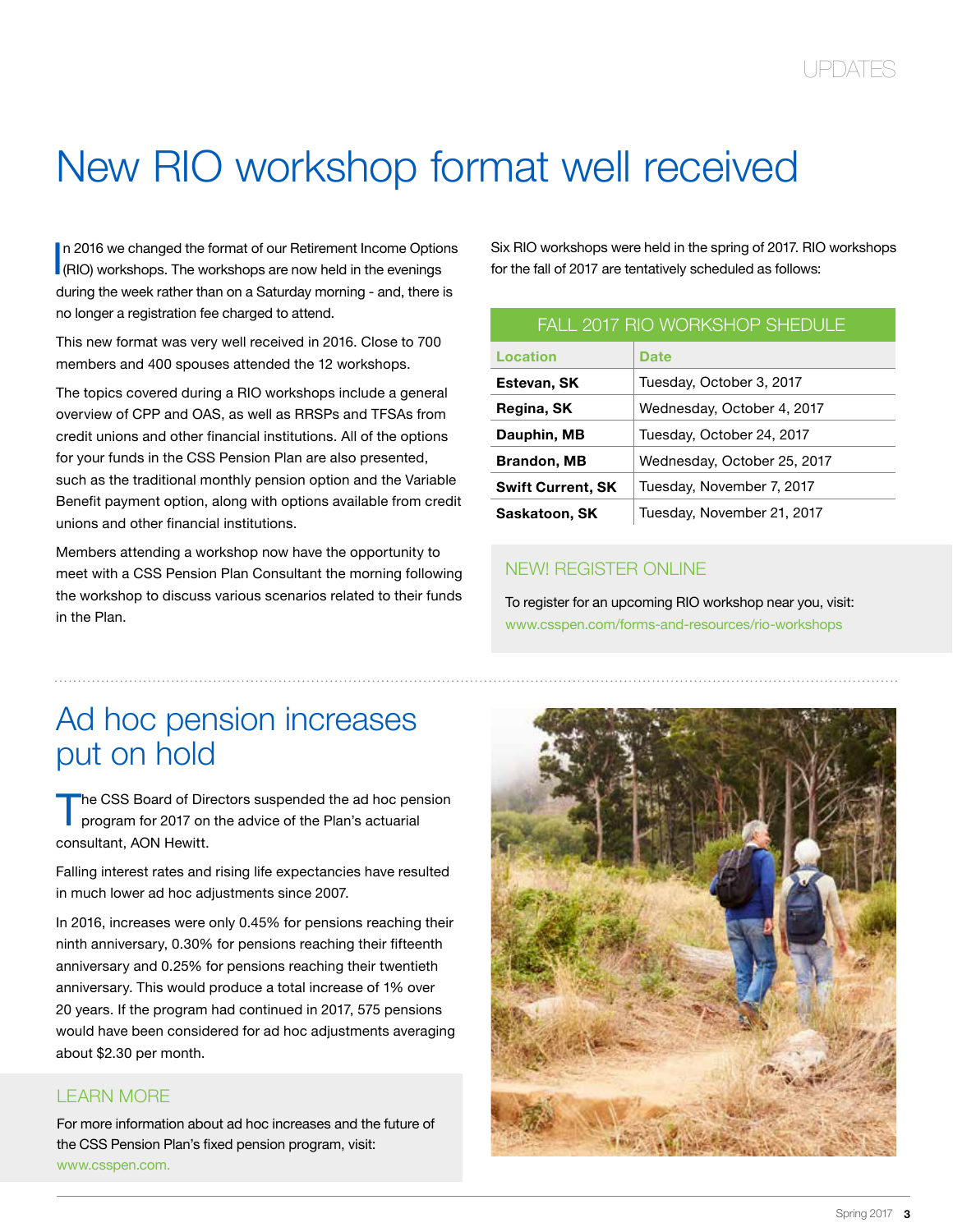# New RIO workshop format well received

In 2016 we changed the format of our Retirement Income Options (RIO) workshops. The workshops are now held in the evenings during the week rather than on a Saturday morning - and, there is no longer a registration fee charged to attend.

This new format was very well received in 2016. Close to 700 members and 400 spouses attended the 12 workshops.

The topics covered during a RIO workshops include a general overview of CPP and OAS, as well as RRSPs and TFSAs from credit unions and other financial institutions. All of the options for your funds in the CSS Pension Plan are also presented, such as the traditional monthly pension option and the Variable Benefit payment option, along with options available from credit unions and other financial institutions.

Members attending a workshop now have the opportunity to meet with a CSS Pension Plan Consultant the morning following the workshop to discuss various scenarios related to their funds in the Plan.

Six RIO workshops were held in the spring of 2017. RIO workshops for the fall of 2017 are tentatively scheduled as follows:

**FALL 2017 RIO WORKSHOP SHEDULE**

| Location | Date |
|---|---|
| **Estevan, SK** | Tuesday, October 3, 2017 |
| **Regina, SK** | Wednesday, October 4, 2017 |
| **Dauphin, MB** | Tuesday, October 24, 2017 |
| **Brandon, MB** | Wednesday, October 25, 2017 |
| **Swift Current, SK** | Tuesday, November 7, 2017 |
| **Saskatoon, SK** | Tuesday, November 21, 2017 |

### NEW! REGISTER ONLINE

To register for an upcoming RIO workshop near you, visit:
www.csspen.com/forms-and-resources/rio-workshops

# Ad hoc pension increases put on hold

The CSS Board of Directors suspended the ad hoc pension program for 2017 on the advice of the Plan's actuarial consultant, AON Hewitt.

Falling interest rates and rising life expectancies have resulted in much lower ad hoc adjustments since 2007.

In 2016, increases were only 0.45% for pensions reaching their ninth anniversary, 0.30% for pensions reaching their fifteenth anniversary and 0.25% for pensions reaching their twentieth anniversary. This would produce a total increase of 1% over 20 years. If the program had continued in 2017, 575 pensions would have been considered for ad hoc adjustments averaging about $2.30 per month.

### LEARN MORE

For more information about ad hoc increases and the future of the CSS Pension Plan's fixed pension program, visit:
www.csspen.com.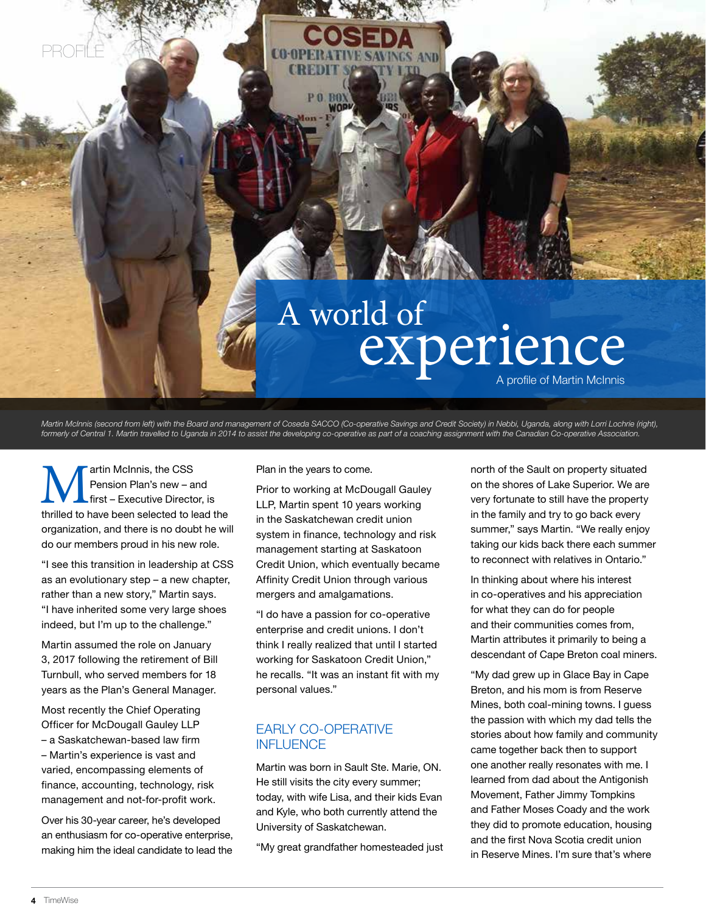PROFILE

# A world of experience

A profile of Martin McInnis

*Martin McInnis (second from left) with the Board and management of Coseda SACCO (Co-operative Savings and Credit Society) in Nebbi, Uganda, along with Lorri Lochrie (right), formerly of Central 1. Martin travelled to Uganda in 2014 to assist the developing co-operative as part of a coaching assignment with the Canadian Co-operative Association.*

Martin McInnis, the CSS Pension Plan's new – and first – Executive Director, is thrilled to have been selected to lead the organization, and there is no doubt he will do our members proud in his new role.

"I see this transition in leadership at CSS as an evolutionary step – a new chapter, rather than a new story," Martin says. "I have inherited some very large shoes indeed, but I'm up to the challenge."

Martin assumed the role on January 3, 2017 following the retirement of Bill Turnbull, who served members for 18 years as the Plan's General Manager.

Most recently the Chief Operating Officer for McDougall Gauley LLP – a Saskatchewan-based law firm – Martin's experience is vast and varied, encompassing elements of finance, accounting, technology, risk management and not-for-profit work.

Over his 30-year career, he's developed an enthusiasm for co-operative enterprise, making him the ideal candidate to lead the Plan in the years to come.

Prior to working at McDougall Gauley LLP, Martin spent 10 years working in the Saskatchewan credit union system in finance, technology and risk management starting at Saskatoon Credit Union, which eventually became Affinity Credit Union through various mergers and amalgamations.

"I do have a passion for co-operative enterprise and credit unions. I don't think I really realized that until I started working for Saskatoon Credit Union," he recalls. "It was an instant fit with my personal values."

## EARLY CO-OPERATIVE INFLUENCE

Martin was born in Sault Ste. Marie, ON. He still visits the city every summer; today, with wife Lisa, and their kids Evan and Kyle, who both currently attend the University of Saskatchewan.

"My great grandfather homesteaded just north of the Sault on property situated on the shores of Lake Superior. We are very fortunate to still have the property in the family and try to go back every summer," says Martin. "We really enjoy taking our kids back there each summer to reconnect with relatives in Ontario."

In thinking about where his interest in co-operatives and his appreciation for what they can do for people and their communities comes from, Martin attributes it primarily to being a descendant of Cape Breton coal miners.

"My dad grew up in Glace Bay in Cape Breton, and his mom is from Reserve Mines, both coal-mining towns. I guess the passion with which my dad tells the stories about how family and community came together back then to support one another really resonates with me. I learned from dad about the Antigonish Movement, Father Jimmy Tompkins and Father Moses Coady and the work they did to promote education, housing and the first Nova Scotia credit union in Reserve Mines. I'm sure that's where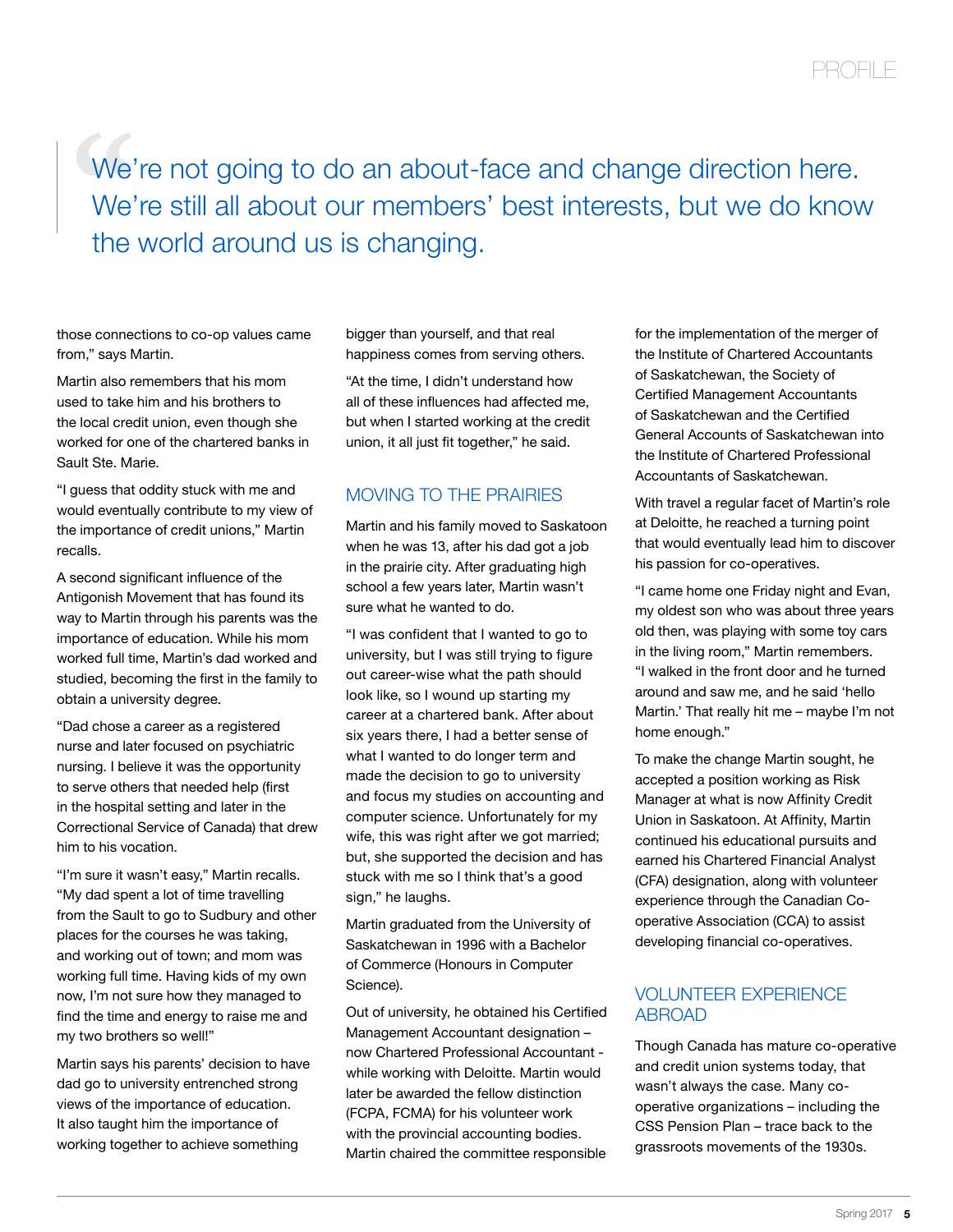> We're not going to do an about-face and change direction here. We're still all about our members' best interests, but we do know the world around us is changing.

those connections to co-op values came from," says Martin.

Martin also remembers that his mom used to take him and his brothers to the local credit union, even though she worked for one of the chartered banks in Sault Ste. Marie.

"I guess that oddity stuck with me and would eventually contribute to my view of the importance of credit unions," Martin recalls.

A second significant influence of the Antigonish Movement that has found its way to Martin through his parents was the importance of education. While his mom worked full time, Martin's dad worked and studied, becoming the first in the family to obtain a university degree.

"Dad chose a career as a registered nurse and later focused on psychiatric nursing. I believe it was the opportunity to serve others that needed help (first in the hospital setting and later in the Correctional Service of Canada) that drew him to his vocation.

"I'm sure it wasn't easy," Martin recalls. "My dad spent a lot of time travelling from the Sault to go to Sudbury and other places for the courses he was taking, and working out of town; and mom was working full time. Having kids of my own now, I'm not sure how they managed to find the time and energy to raise me and my two brothers so well!"

Martin says his parents' decision to have dad go to university entrenched strong views of the importance of education. It also taught him the importance of working together to achieve something bigger than yourself, and that real happiness comes from serving others.

"At the time, I didn't understand how all of these influences had affected me, but when I started working at the credit union, it all just fit together," he said.

## MOVING TO THE PRAIRIES

Martin and his family moved to Saskatoon when he was 13, after his dad got a job in the prairie city. After graduating high school a few years later, Martin wasn't sure what he wanted to do.

"I was confident that I wanted to go to university, but I was still trying to figure out career-wise what the path should look like, so I wound up starting my career at a chartered bank. After about six years there, I had a better sense of what I wanted to do longer term and made the decision to go to university and focus my studies on accounting and computer science. Unfortunately for my wife, this was right after we got married; but, she supported the decision and has stuck with me so I think that's a good sign," he laughs.

Martin graduated from the University of Saskatchewan in 1996 with a Bachelor of Commerce (Honours in Computer Science).

Out of university, he obtained his Certified Management Accountant designation – now Chartered Professional Accountant - while working with Deloitte. Martin would later be awarded the fellow distinction (FCPA, FCMA) for his volunteer work with the provincial accounting bodies. Martin chaired the committee responsible for the implementation of the merger of the Institute of Chartered Accountants of Saskatchewan, the Society of Certified Management Accountants of Saskatchewan and the Certified General Accounts of Saskatchewan into the Institute of Chartered Professional Accountants of Saskatchewan.

With travel a regular facet of Martin's role at Deloitte, he reached a turning point that would eventually lead him to discover his passion for co-operatives.

"I came home one Friday night and Evan, my oldest son who was about three years old then, was playing with some toy cars in the living room," Martin remembers. "I walked in the front door and he turned around and saw me, and he said 'hello Martin.' That really hit me – maybe I'm not home enough."

To make the change Martin sought, he accepted a position working as Risk Manager at what is now Affinity Credit Union in Saskatoon. At Affinity, Martin continued his educational pursuits and earned his Chartered Financial Analyst (CFA) designation, along with volunteer experience through the Canadian Co-operative Association (CCA) to assist developing financial co-operatives.

## VOLUNTEER EXPERIENCE ABROAD

Though Canada has mature co-operative and credit union systems today, that wasn't always the case. Many co-operative organizations – including the CSS Pension Plan – trace back to the grassroots movements of the 1930s.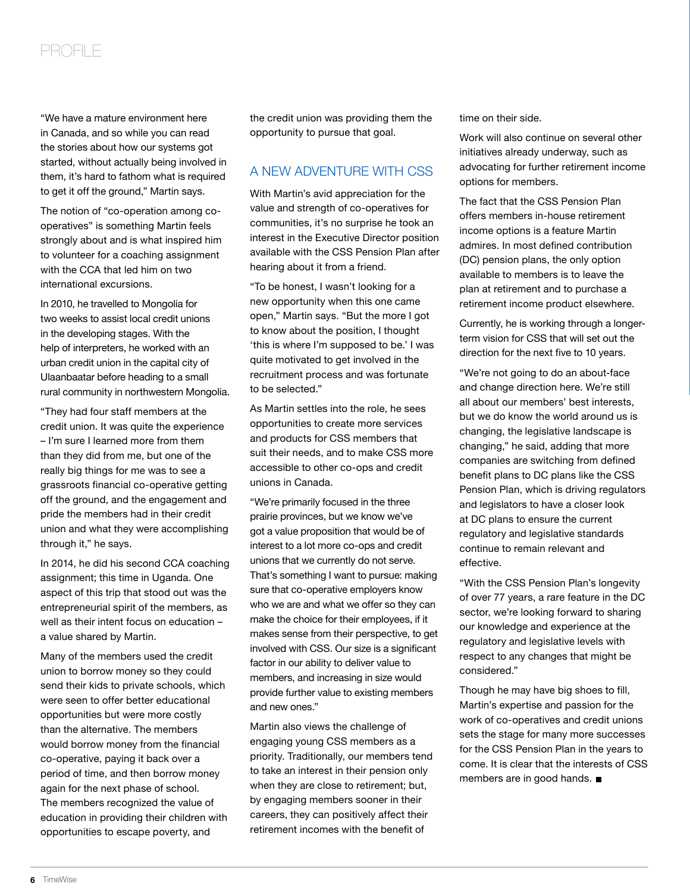"We have a mature environment here in Canada, and so while you can read the stories about how our systems got started, without actually being involved in them, it's hard to fathom what is required to get it off the ground," Martin says.

The notion of "co-operation among co-operatives" is something Martin feels strongly about and is what inspired him to volunteer for a coaching assignment with the CCA that led him on two international excursions.

In 2010, he travelled to Mongolia for two weeks to assist local credit unions in the developing stages. With the help of interpreters, he worked with an urban credit union in the capital city of Ulaanbaatar before heading to a small rural community in northwestern Mongolia.

"They had four staff members at the credit union. It was quite the experience – I'm sure I learned more from them than they did from me, but one of the really big things for me was to see a grassroots financial co-operative getting off the ground, and the engagement and pride the members had in their credit union and what they were accomplishing through it," he says.

In 2014, he did his second CCA coaching assignment; this time in Uganda. One aspect of this trip that stood out was the entrepreneurial spirit of the members, as well as their intent focus on education – a value shared by Martin.

Many of the members used the credit union to borrow money so they could send their kids to private schools, which were seen to offer better educational opportunities but were more costly than the alternative. The members would borrow money from the financial co-operative, paying it back over a period of time, and then borrow money again for the next phase of school. The members recognized the value of education in providing their children with opportunities to escape poverty, and the credit union was providing them the opportunity to pursue that goal.

## A NEW ADVENTURE WITH CSS

With Martin's avid appreciation for the value and strength of co-operatives for communities, it's no surprise he took an interest in the Executive Director position available with the CSS Pension Plan after hearing about it from a friend.

"To be honest, I wasn't looking for a new opportunity when this one came open," Martin says. "But the more I got to know about the position, I thought 'this is where I'm supposed to be.' I was quite motivated to get involved in the recruitment process and was fortunate to be selected."

As Martin settles into the role, he sees opportunities to create more services and products for CSS members that suit their needs, and to make CSS more accessible to other co-ops and credit unions in Canada.

"We're primarily focused in the three prairie provinces, but we know we've got a value proposition that would be of interest to a lot more co-ops and credit unions that we currently do not serve. That's something I want to pursue: making sure that co-operative employers know who we are and what we offer so they can make the choice for their employees, if it makes sense from their perspective, to get involved with CSS. Our size is a significant factor in our ability to deliver value to members, and increasing in size would provide further value to existing members and new ones."

Martin also views the challenge of engaging young CSS members as a priority. Traditionally, our members tend to take an interest in their pension only when they are close to retirement; but, by engaging members sooner in their careers, they can positively affect their retirement incomes with the benefit of time on their side.

Work will also continue on several other initiatives already underway, such as advocating for further retirement income options for members.

The fact that the CSS Pension Plan offers members in-house retirement income options is a feature Martin admires. In most defined contribution (DC) pension plans, the only option available to members is to leave the plan at retirement and to purchase a retirement income product elsewhere.

Currently, he is working through a longer-term vision for CSS that will set out the direction for the next five to 10 years.

"We're not going to do an about-face and change direction here. We're still all about our members' best interests, but we do know the world around us is changing, the legislative landscape is changing," he said, adding that more companies are switching from defined benefit plans to DC plans like the CSS Pension Plan, which is driving regulators and legislators to have a closer look at DC plans to ensure the current regulatory and legislative standards continue to remain relevant and effective.

"With the CSS Pension Plan's longevity of over 77 years, a rare feature in the DC sector, we're looking forward to sharing our knowledge and experience at the regulatory and legislative levels with respect to any changes that might be considered."

Though he may have big shoes to fill, Martin's expertise and passion for the work of co-operatives and credit unions sets the stage for many more successes for the CSS Pension Plan in the years to come. It is clear that the interests of CSS members are in good hands. ■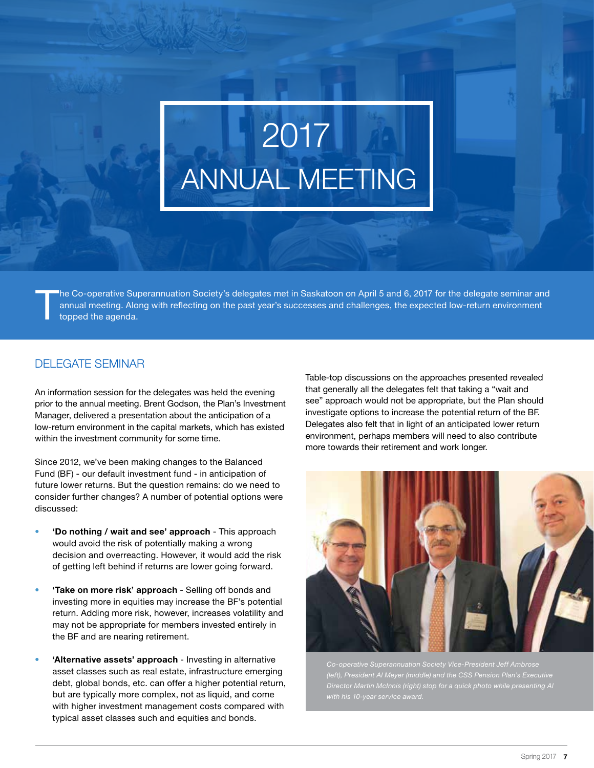# 2017 ANNUAL MEETING

The Co-operative Superannuation Society's delegates met in Saskatoon on April 5 and 6, 2017 for the delegate seminar and annual meeting. Along with reflecting on the past year's successes and challenges, the expected low-return environment topped the agenda.

## DELEGATE SEMINAR

An information session for the delegates was held the evening prior to the annual meeting. Brent Godson, the Plan's Investment Manager, delivered a presentation about the anticipation of a low-return environment in the capital markets, which has existed within the investment community for some time.

Since 2012, we've been making changes to the Balanced Fund (BF) - our default investment fund - in anticipation of future lower returns. But the question remains: do we need to consider further changes? A number of potential options were discussed:

- **'Do nothing / wait and see' approach** - This approach would avoid the risk of potentially making a wrong decision and overreacting. However, it would add the risk of getting left behind if returns are lower going forward.
- **'Take on more risk' approach** - Selling off bonds and investing more in equities may increase the BF's potential return. Adding more risk, however, increases volatility and may not be appropriate for members invested entirely in the BF and are nearing retirement.
- **'Alternative assets' approach** - Investing in alternative asset classes such as real estate, infrastructure emerging debt, global bonds, etc. can offer a higher potential return, but are typically more complex, not as liquid, and come with higher investment management costs compared with typical asset classes such and equities and bonds.

Table-top discussions on the approaches presented revealed that generally all the delegates felt that taking a "wait and see" approach would not be appropriate, but the Plan should investigate options to increase the potential return of the BF. Delegates also felt that in light of an anticipated lower return environment, perhaps members will need to also contribute more towards their retirement and work longer.

*Co-operative Superannuation Society Vice-President Jeff Ambrose (left), President Al Meyer (middle) and the CSS Pension Plan's Executive Director Martin McInnis (right) stop for a quick photo while presenting Al with his 10-year service award.*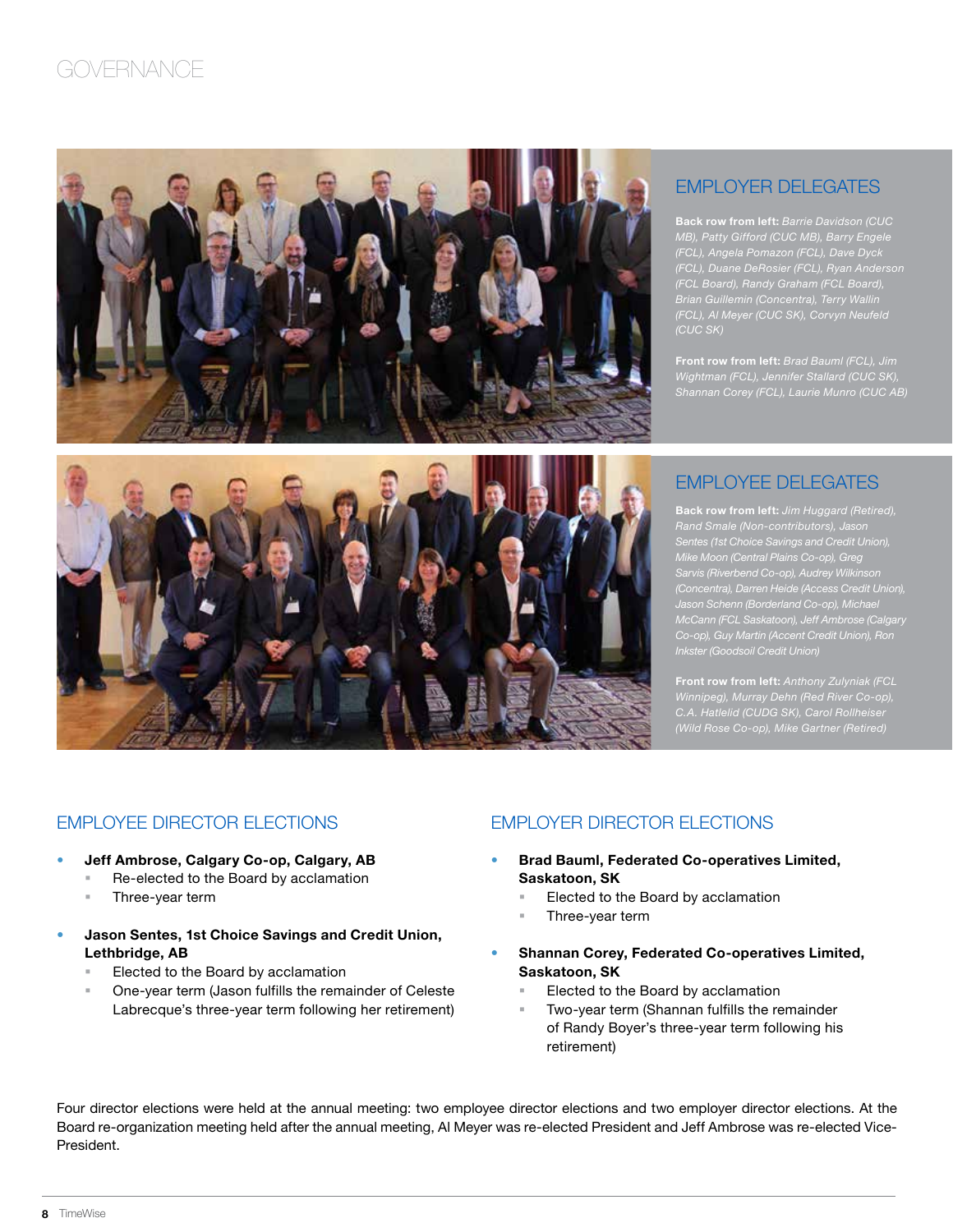# GOVERNANCE

## EMPLOYER DELEGATES

**Back row from left:** *Barrie Davidson (CUC MB), Patty Gifford (CUC MB), Barry Engele (FCL), Angela Pomazon (FCL), Dave Dyck (FCL), Duane DeRosier (FCL), Ryan Anderson (FCL Board), Randy Graham (FCL Board), Brian Guillemin (Concentra), Terry Wallin (FCL), Al Meyer (CUC SK), Corvyn Neufeld (CUC SK)*

**Front row from left:** *Brad Bauml (FCL), Jim Wightman (FCL), Jennifer Stallard (CUC SK), Shannan Corey (FCL), Laurie Munro (CUC AB)*

## EMPLOYEE DELEGATES

**Back row from left:** *Jim Huggard (Retired), Rand Smale (Non-contributors), Jason Sentes (1st Choice Savings and Credit Union), Mike Moon (Central Plains Co-op), Greg Sarvis (Riverbend Co-op), Audrey Wilkinson (Concentra), Darren Heide (Access Credit Union), Jason Schenn (Borderland Co-op), Michael McCann (FCL Saskatoon), Jeff Ambrose (Calgary Co-op), Guy Martin (Accent Credit Union), Ron Inkster (Goodsoil Credit Union)*

**Front row from left:** *Anthony Zulyniak (FCL Winnipeg), Murray Dehn (Red River Co-op), C.A. Hatlelid (CUDG SK), Carol Rollheiser (Wild Rose Co-op), Mike Gartner (Retired)*

## EMPLOYEE DIRECTOR ELECTIONS

- **Jeff Ambrose, Calgary Co-op, Calgary, AB**
  - Re-elected to the Board by acclamation
  - Three-year term
- **Jason Sentes, 1st Choice Savings and Credit Union, Lethbridge, AB**
  - Elected to the Board by acclamation
  - One-year term (Jason fulfills the remainder of Celeste Labrecque's three-year term following her retirement)

## EMPLOYER DIRECTOR ELECTIONS

- **Brad Bauml, Federated Co-operatives Limited, Saskatoon, SK**
  - Elected to the Board by acclamation
  - Three-year term
- **Shannan Corey, Federated Co-operatives Limited, Saskatoon, SK**
  - Elected to the Board by acclamation
  - Two-year term (Shannan fulfills the remainder of Randy Boyer's three-year term following his retirement)

Four director elections were held at the annual meeting: two employee director elections and two employer director elections. At the Board re-organization meeting held after the annual meeting, Al Meyer was re-elected President and Jeff Ambrose was re-elected Vice-President.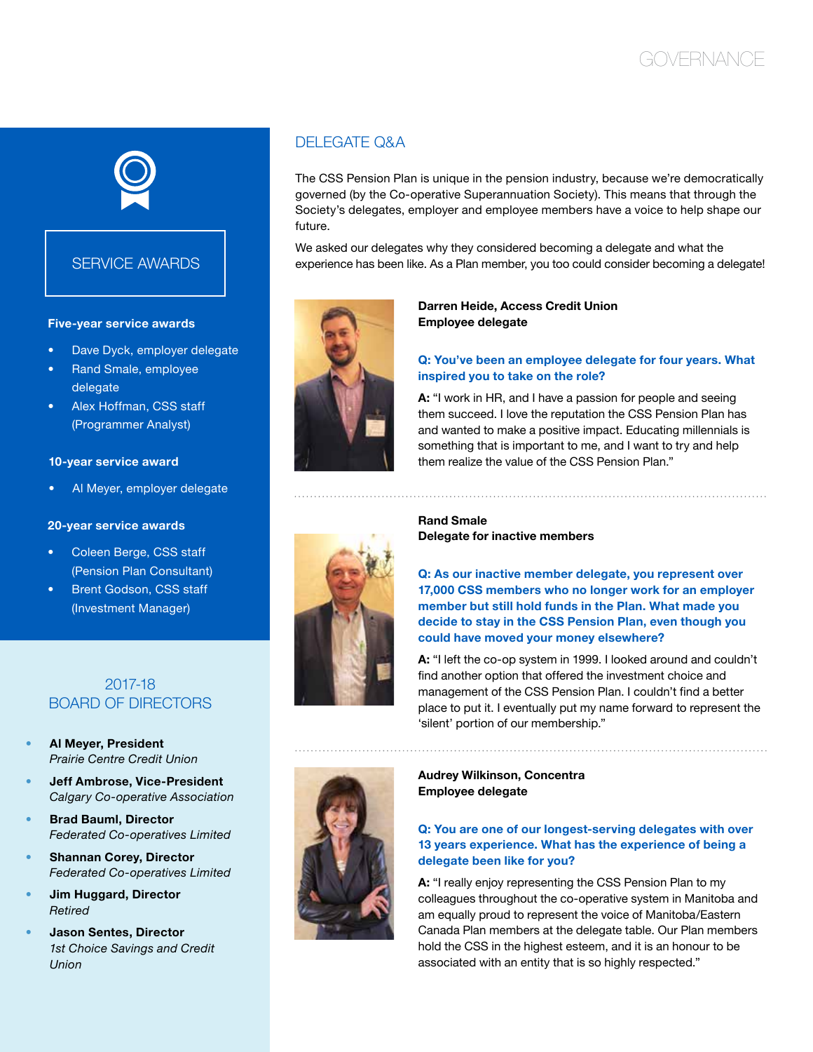# SERVICE AWARDS

**Five-year service awards**

- Dave Dyck, employer delegate
- Rand Smale, employee delegate
- Alex Hoffman, CSS staff (Programmer Analyst)

**10-year service award**

- Al Meyer, employer delegate

**20-year service awards**

- Coleen Berge, CSS staff (Pension Plan Consultant)
- Brent Godson, CSS staff (Investment Manager)

## 2017-18 BOARD OF DIRECTORS

- **Al Meyer, President**
  *Prairie Centre Credit Union*
- **Jeff Ambrose, Vice-President**
  *Calgary Co-operative Association*
- **Brad Bauml, Director**
  *Federated Co-operatives Limited*
- **Shannan Corey, Director**
  *Federated Co-operatives Limited*
- **Jim Huggard, Director**
  *Retired*
- **Jason Sentes, Director**
  *1st Choice Savings and Credit Union*

## DELEGATE Q&A

The CSS Pension Plan is unique in the pension industry, because we're democratically governed (by the Co-operative Superannuation Society). This means that through the Society's delegates, employer and employee members have a voice to help shape our future.

We asked our delegates why they considered becoming a delegate and what the experience has been like. As a Plan member, you too could consider becoming a delegate!

**Darren Heide, Access Credit Union**
**Employee delegate**

**Q: You've been an employee delegate for four years. What inspired you to take on the role?**

**A:** "I work in HR, and I have a passion for people and seeing them succeed. I love the reputation the CSS Pension Plan has and wanted to make a positive impact. Educating millennials is something that is important to me, and I want to try and help them realize the value of the CSS Pension Plan."

**Rand Smale**
**Delegate for inactive members**

**Q: As our inactive member delegate, you represent over 17,000 CSS members who no longer work for an employer member but still hold funds in the Plan. What made you decide to stay in the CSS Pension Plan, even though you could have moved your money elsewhere?**

**A:** "I left the co-op system in 1999. I looked around and couldn't find another option that offered the investment choice and management of the CSS Pension Plan. I couldn't find a better place to put it. I eventually put my name forward to represent the 'silent' portion of our membership."

**Audrey Wilkinson, Concentra**
**Employee delegate**

**Q: You are one of our longest-serving delegates with over 13 years experience. What has the experience of being a delegate been like for you?**

**A:** "I really enjoy representing the CSS Pension Plan to my colleagues throughout the co-operative system in Manitoba and am equally proud to represent the voice of Manitoba/Eastern Canada Plan members at the delegate table. Our Plan members hold the CSS in the highest esteem, and it is an honour to be associated with an entity that is so highly respected."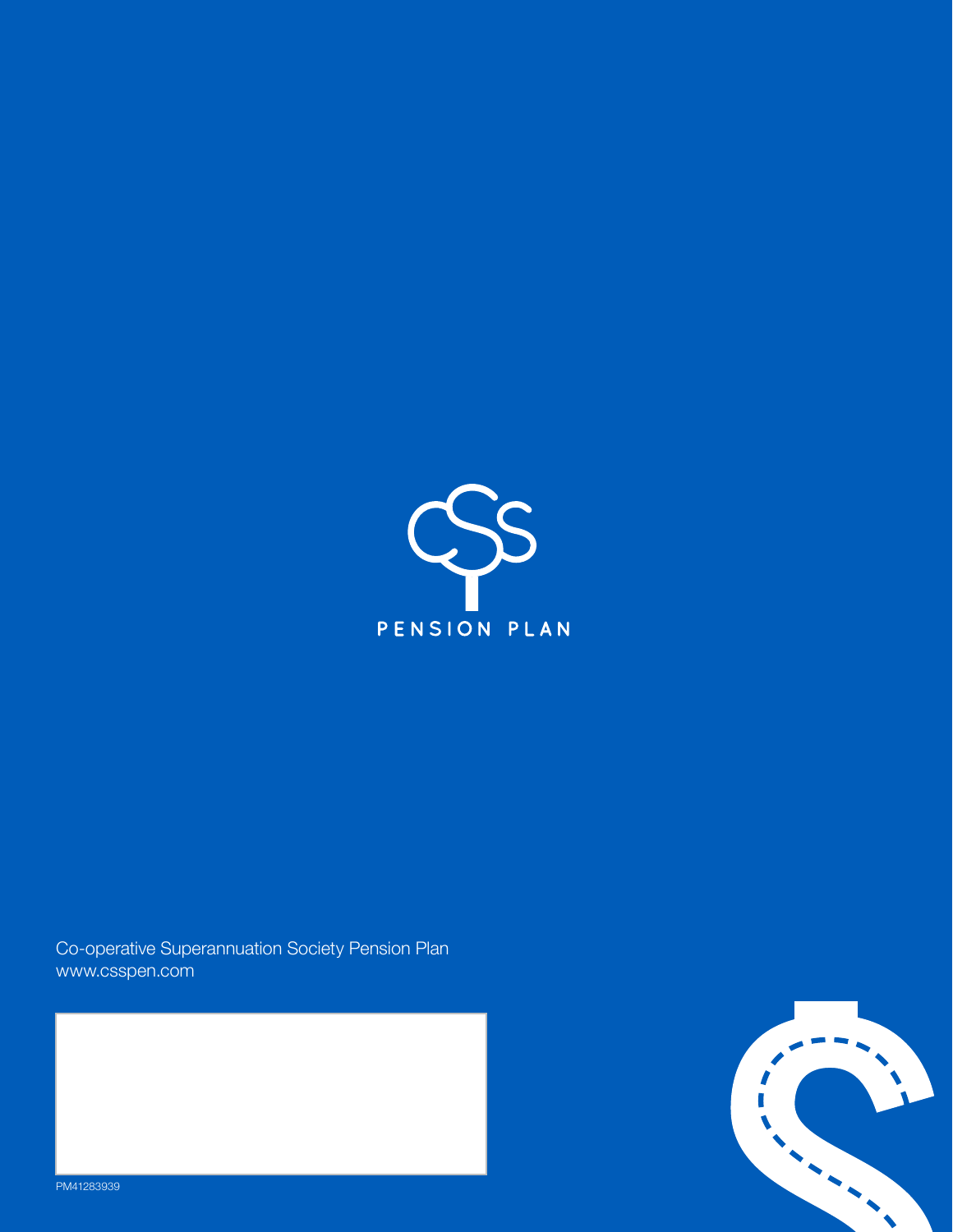PENSION PLAN

Co-operative Superannuation Society Pension Plan
www.csspen.com

PM41283939